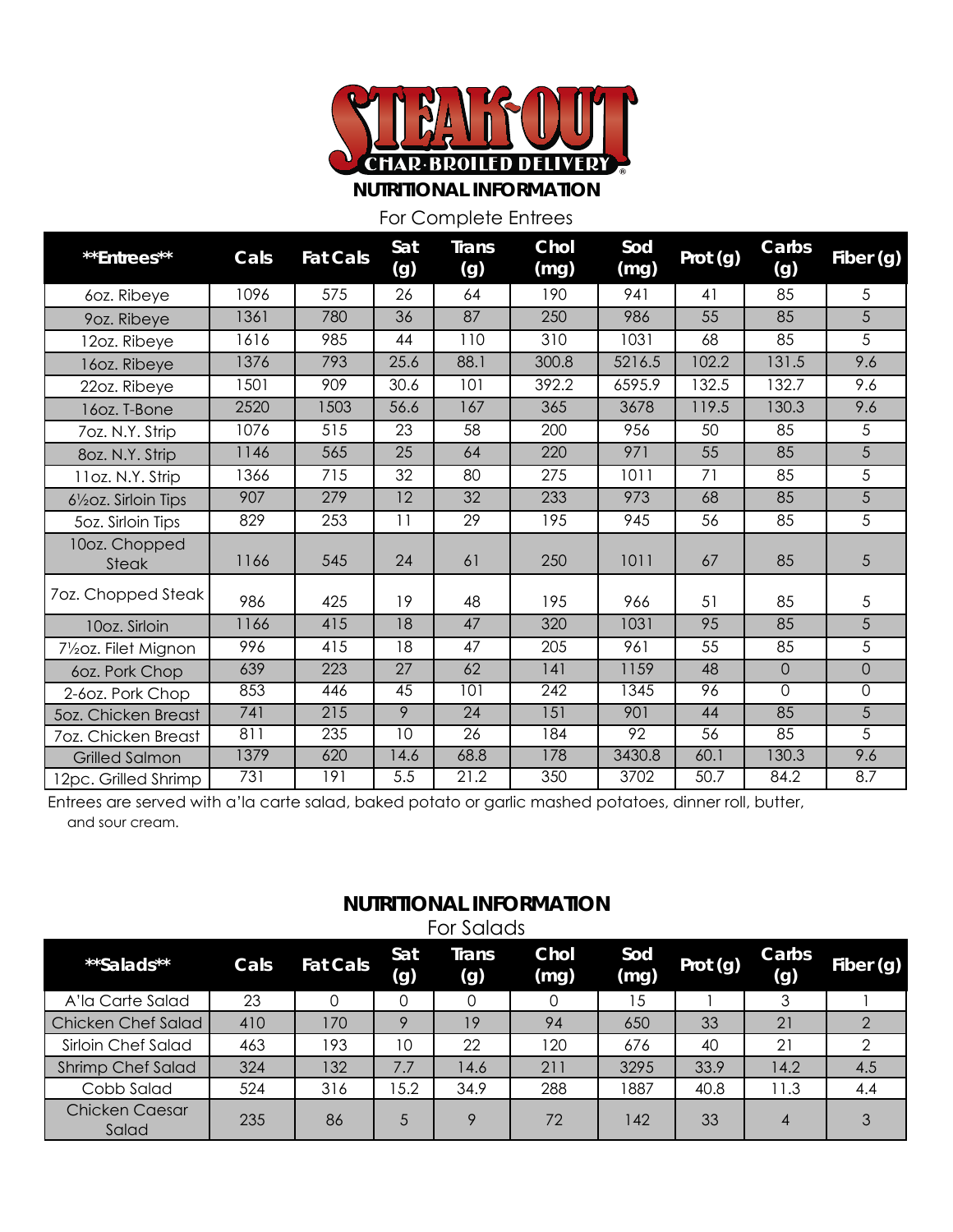# STEAK-OUT

CHAR-BROILED DELIVERY

## NUTRITIONAL INFORMATION

For Complete Entrees

| **Entrees** | Cals | Fat Cals | Sat (g) | Trans (g) | Chol (mg) | Sod (mg) | Prot (g) | Carbs (g) | Fiber (g) |
|---|---|---|---|---|---|---|---|---|---|
| 6oz. Ribeye | 1096 | 575 | 26 | 64 | 190 | 941 | 41 | 85 | 5 |
| 9oz. Ribeye | 1361 | 780 | 36 | 87 | 250 | 986 | 55 | 85 | 5 |
| 12oz. Ribeye | 1616 | 985 | 44 | 110 | 310 | 1031 | 68 | 85 | 5 |
| 16oz. Ribeye | 1376 | 793 | 25.6 | 88.1 | 300.8 | 5216.5 | 102.2 | 131.5 | 9.6 |
| 22oz. Ribeye | 1501 | 909 | 30.6 | 101 | 392.2 | 6595.9 | 132.5 | 132.7 | 9.6 |
| 16oz. T-Bone | 2520 | 1503 | 56.6 | 167 | 365 | 3678 | 119.5 | 130.3 | 9.6 |
| 7oz. N.Y. Strip | 1076 | 515 | 23 | 58 | 200 | 956 | 50 | 85 | 5 |
| 8oz. N.Y. Strip | 1146 | 565 | 25 | 64 | 220 | 971 | 55 | 85 | 5 |
| 11oz. N.Y. Strip | 1366 | 715 | 32 | 80 | 275 | 1011 | 71 | 85 | 5 |
| 6½oz. Sirloin Tips | 907 | 279 | 12 | 32 | 233 | 973 | 68 | 85 | 5 |
| 5oz. Sirloin Tips | 829 | 253 | 11 | 29 | 195 | 945 | 56 | 85 | 5 |
| 10oz. Chopped Steak | 1166 | 545 | 24 | 61 | 250 | 1011 | 67 | 85 | 5 |
| 7oz. Chopped Steak | 986 | 425 | 19 | 48 | 195 | 966 | 51 | 85 | 5 |
| 10oz. Sirloin | 1166 | 415 | 18 | 47 | 320 | 1031 | 95 | 85 | 5 |
| 7½oz. Filet Mignon | 996 | 415 | 18 | 47 | 205 | 961 | 55 | 85 | 5 |
| 6oz. Pork Chop | 639 | 223 | 27 | 62 | 141 | 1159 | 48 | 0 | 0 |
| 2-6oz. Pork Chop | 853 | 446 | 45 | 101 | 242 | 1345 | 96 | 0 | 0 |
| 5oz. Chicken Breast | 741 | 215 | 9 | 24 | 151 | 901 | 44 | 85 | 5 |
| 7oz. Chicken Breast | 811 | 235 | 10 | 26 | 184 | 92 | 56 | 85 | 5 |
| Grilled Salmon | 1379 | 620 | 14.6 | 68.8 | 178 | 3430.8 | 60.1 | 130.3 | 9.6 |
| 12pc. Grilled Shrimp | 731 | 191 | 5.5 | 21.2 | 350 | 3702 | 50.7 | 84.2 | 8.7 |

Entrees are served with a'la carte salad, baked potato or garlic mashed potatoes, dinner roll, butter, and sour cream.

## NUTRITIONAL INFORMATION

For Salads

| **Salads** | Cals | Fat Cals | Sat (g) | Trans (g) | Chol (mg) | Sod (mg) | Prot (g) | Carbs (g) | Fiber (g) |
|---|---|---|---|---|---|---|---|---|---|
| A'la Carte Salad | 23 | 0 | 0 | 0 | 0 | 15 | 1 | 3 | 1 |
| Chicken Chef Salad | 410 | 170 | 9 | 19 | 94 | 650 | 33 | 21 | 2 |
| Sirloin Chef Salad | 463 | 193 | 10 | 22 | 120 | 676 | 40 | 21 | 2 |
| Shrimp Chef Salad | 324 | 132 | 7.7 | 14.6 | 211 | 3295 | 33.9 | 14.2 | 4.5 |
| Cobb Salad | 524 | 316 | 15.2 | 34.9 | 288 | 1887 | 40.8 | 11.3 | 4.4 |
| Chicken Caesar Salad | 235 | 86 | 5 | 9 | 72 | 142 | 33 | 4 | 3 |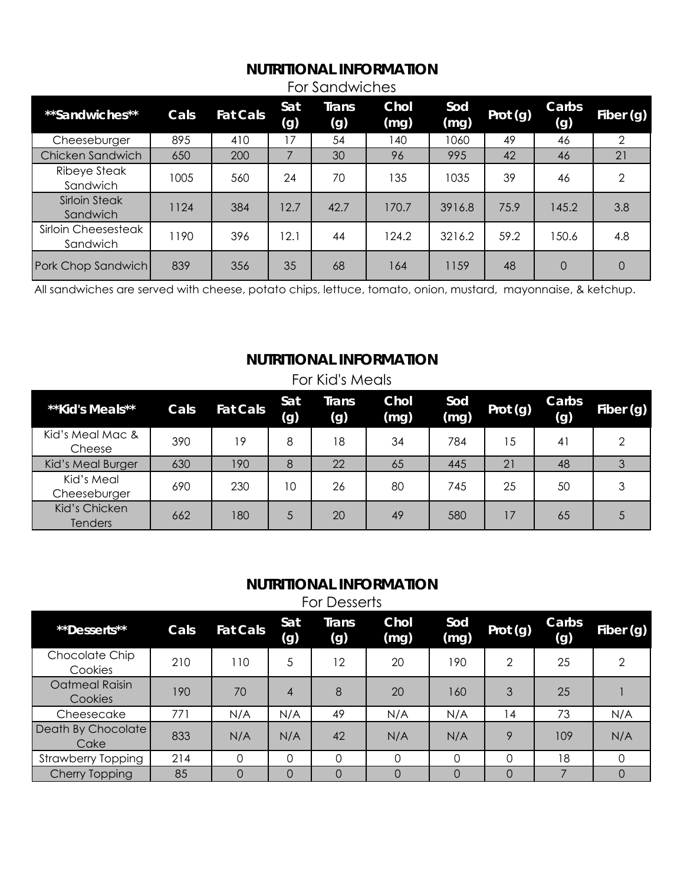## NUTRITIONAL INFORMATION

For Sandwiches

| **Sandwiches** | Cals | Fat Cals | Sat (g) | Trans (g) | Chol (mg) | Sod (mg) | Prot (g) | Carbs (g) | Fiber (g) |
|---|---|---|---|---|---|---|---|---|---|
| Cheeseburger | 895 | 410 | 17 | 54 | 140 | 1060 | 49 | 46 | 2 |
| Chicken Sandwich | 650 | 200 | 7 | 30 | 96 | 995 | 42 | 46 | 21 |
| Ribeye Steak Sandwich | 1005 | 560 | 24 | 70 | 135 | 1035 | 39 | 46 | 2 |
| Sirloin Steak Sandwich | 1124 | 384 | 12.7 | 42.7 | 170.7 | 3916.8 | 75.9 | 145.2 | 3.8 |
| Sirloin Cheesesteak Sandwich | 1190 | 396 | 12.1 | 44 | 124.2 | 3216.2 | 59.2 | 150.6 | 4.8 |
| Pork Chop Sandwich | 839 | 356 | 35 | 68 | 164 | 1159 | 48 | 0 | 0 |

All sandwiches are served with cheese, potato chips, lettuce, tomato, onion, mustard, mayonnaise, & ketchup.

## NUTRITIONAL INFORMATION

For Kid's Meals

| **Kid's Meals** | Cals | Fat Cals | Sat (g) | Trans (g) | Chol (mg) | Sod (mg) | Prot (g) | Carbs (g) | Fiber (g) |
|---|---|---|---|---|---|---|---|---|---|
| Kid's Meal Mac & Cheese | 390 | 19 | 8 | 18 | 34 | 784 | 15 | 41 | 2 |
| Kid's Meal Burger | 630 | 190 | 8 | 22 | 65 | 445 | 21 | 48 | 3 |
| Kid's Meal Cheeseburger | 690 | 230 | 10 | 26 | 80 | 745 | 25 | 50 | 3 |
| Kid's Chicken Tenders | 662 | 180 | 5 | 20 | 49 | 580 | 17 | 65 | 5 |

## NUTRITIONAL INFORMATION

For Desserts

| **Desserts** | Cals | Fat Cals | Sat (g) | Trans (g) | Chol (mg) | Sod (mg) | Prot (g) | Carbs (g) | Fiber (g) |
|---|---|---|---|---|---|---|---|---|---|
| Chocolate Chip Cookies | 210 | 110 | 5 | 12 | 20 | 190 | 2 | 25 | 2 |
| Oatmeal Raisin Cookies | 190 | 70 | 4 | 8 | 20 | 160 | 3 | 25 | 1 |
| Cheesecake | 771 | N/A | N/A | 49 | N/A | N/A | 14 | 73 | N/A |
| Death By Chocolate Cake | 833 | N/A | N/A | 42 | N/A | N/A | 9 | 109 | N/A |
| Strawberry Topping | 214 | 0 | 0 | 0 | 0 | 0 | 0 | 18 | 0 |
| Cherry Topping | 85 | 0 | 0 | 0 | 0 | 0 | 0 | 7 | 0 |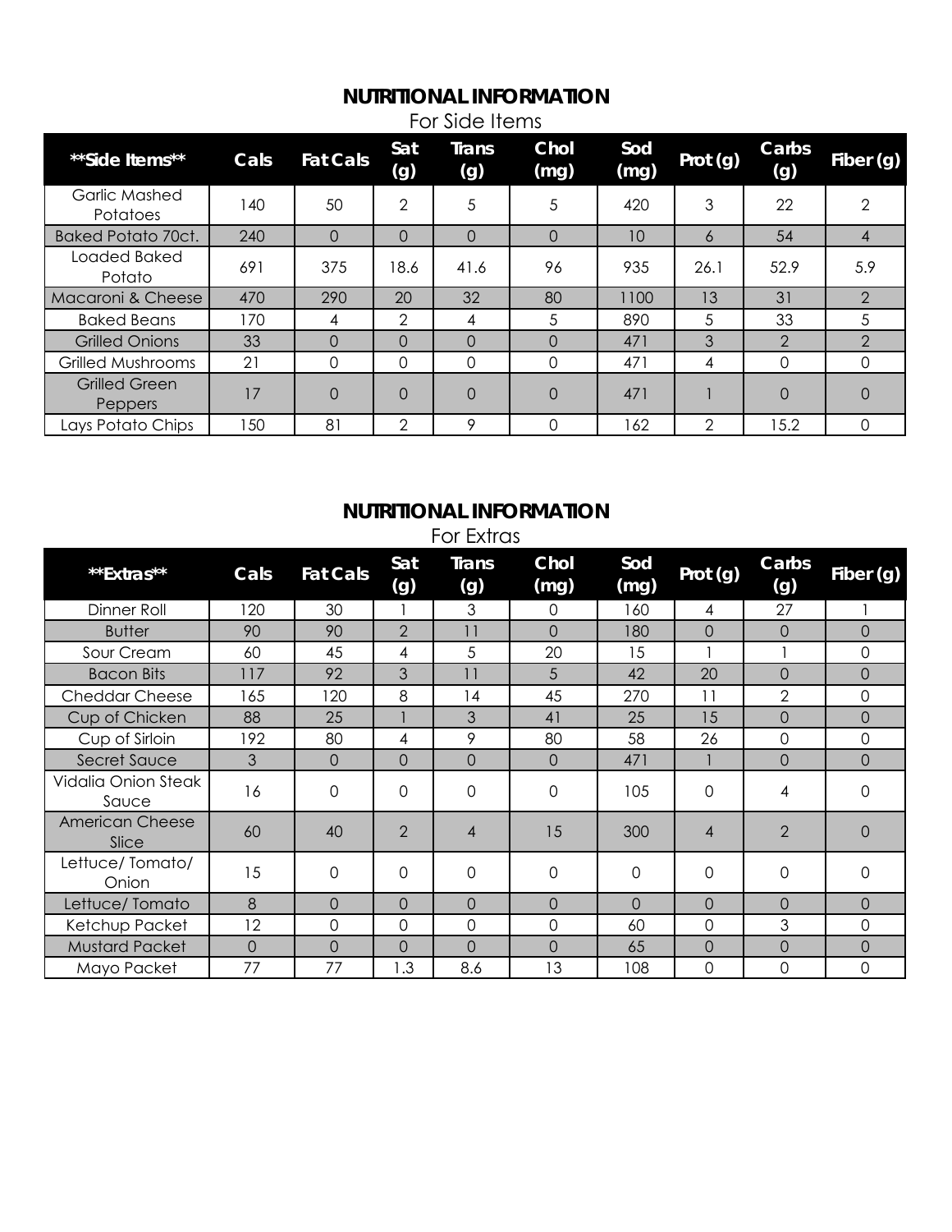## NUTRITIONAL INFORMATION

For Side Items

| **Side Items** | Cals | Fat Cals | Sat (g) | Trans (g) | Chol (mg) | Sod (mg) | Prot (g) | Carbs (g) | Fiber (g) |
|---|---|---|---|---|---|---|---|---|---|
| Garlic Mashed Potatoes | 140 | 50 | 2 | 5 | 5 | 420 | 3 | 22 | 2 |
| Baked Potato 70ct. | 240 | 0 | 0 | 0 | 0 | 10 | 6 | 54 | 4 |
| Loaded Baked Potato | 691 | 375 | 18.6 | 41.6 | 96 | 935 | 26.1 | 52.9 | 5.9 |
| Macaroni & Cheese | 470 | 290 | 20 | 32 | 80 | 1100 | 13 | 31 | 2 |
| Baked Beans | 170 | 4 | 2 | 4 | 5 | 890 | 5 | 33 | 5 |
| Grilled Onions | 33 | 0 | 0 | 0 | 0 | 471 | 3 | 2 | 2 |
| Grilled Mushrooms | 21 | 0 | 0 | 0 | 0 | 471 | 4 | 0 | 0 |
| Grilled Green Peppers | 17 | 0 | 0 | 0 | 0 | 471 | 1 | 0 | 0 |
| Lays Potato Chips | 150 | 81 | 2 | 9 | 0 | 162 | 2 | 15.2 | 0 |

## NUTRITIONAL INFORMATION

For Extras

| **Extras** | Cals | Fat Cals | Sat (g) | Trans (g) | Chol (mg) | Sod (mg) | Prot (g) | Carbs (g) | Fiber (g) |
|---|---|---|---|---|---|---|---|---|---|
| Dinner Roll | 120 | 30 | 1 | 3 | 0 | 160 | 4 | 27 | 1 |
| Butter | 90 | 90 | 2 | 11 | 0 | 180 | 0 | 0 | 0 |
| Sour Cream | 60 | 45 | 4 | 5 | 20 | 15 | 1 | 1 | 0 |
| Bacon Bits | 117 | 92 | 3 | 11 | 5 | 42 | 20 | 0 | 0 |
| Cheddar Cheese | 165 | 120 | 8 | 14 | 45 | 270 | 11 | 2 | 0 |
| Cup of Chicken | 88 | 25 | 1 | 3 | 41 | 25 | 15 | 0 | 0 |
| Cup of Sirloin | 192 | 80 | 4 | 9 | 80 | 58 | 26 | 0 | 0 |
| Secret Sauce | 3 | 0 | 0 | 0 | 0 | 471 | 1 | 0 | 0 |
| Vidalia Onion Steak Sauce | 16 | 0 | 0 | 0 | 0 | 105 | 0 | 4 | 0 |
| American Cheese Slice | 60 | 40 | 2 | 4 | 15 | 300 | 4 | 2 | 0 |
| Lettuce/ Tomato/ Onion | 15 | 0 | 0 | 0 | 0 | 0 | 0 | 0 | 0 |
| Lettuce/ Tomato | 8 | 0 | 0 | 0 | 0 | 0 | 0 | 0 | 0 |
| Ketchup Packet | 12 | 0 | 0 | 0 | 0 | 60 | 0 | 3 | 0 |
| Mustard Packet | 0 | 0 | 0 | 0 | 0 | 65 | 0 | 0 | 0 |
| Mayo Packet | 77 | 77 | 1.3 | 8.6 | 13 | 108 | 0 | 0 | 0 |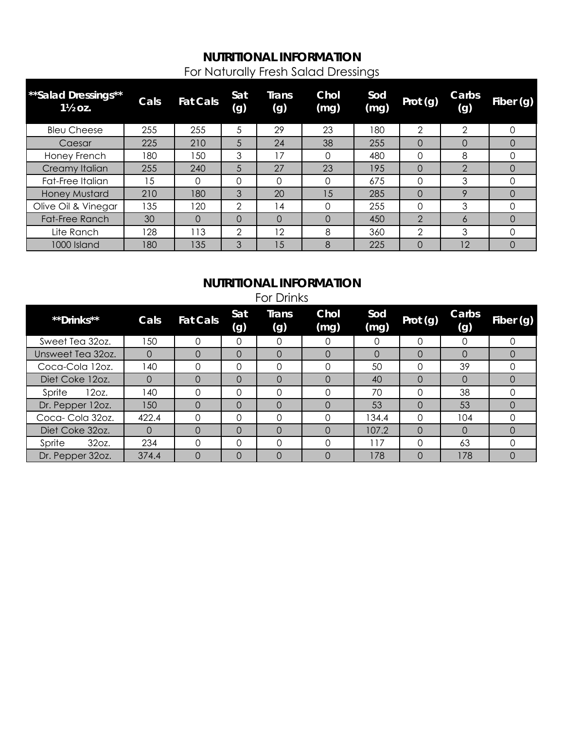## NUTRITIONAL INFORMATION

For Naturally Fresh Salad Dressings

| **Salad Dressings** 1½ oz. | Cals | Fat Cals | Sat (g) | Trans (g) | Chol (mg) | Sod (mg) | Prot (g) | Carbs (g) | Fiber (g) |
|---|---|---|---|---|---|---|---|---|---|
| Bleu Cheese | 255 | 255 | 5 | 29 | 23 | 180 | 2 | 2 | 0 |
| Caesar | 225 | 210 | 5 | 24 | 38 | 255 | 0 | 0 | 0 |
| Honey French | 180 | 150 | 3 | 17 | 0 | 480 | 0 | 8 | 0 |
| Creamy Italian | 255 | 240 | 5 | 27 | 23 | 195 | 0 | 2 | 0 |
| Fat-Free Italian | 15 | 0 | 0 | 0 | 0 | 675 | 0 | 3 | 0 |
| Honey Mustard | 210 | 180 | 3 | 20 | 15 | 285 | 0 | 9 | 0 |
| Olive Oil & Vinegar | 135 | 120 | 2 | 14 | 0 | 255 | 0 | 3 | 0 |
| Fat-Free Ranch | 30 | 0 | 0 | 0 | 0 | 450 | 2 | 6 | 0 |
| Lite Ranch | 128 | 113 | 2 | 12 | 8 | 360 | 2 | 3 | 0 |
| 1000 Island | 180 | 135 | 3 | 15 | 8 | 225 | 0 | 12 | 0 |

## NUTRITIONAL INFORMATION

For Drinks

| **Drinks** | Cals | Fat Cals | Sat (g) | Trans (g) | Chol (mg) | Sod (mg) | Prot (g) | Carbs (g) | Fiber (g) |
|---|---|---|---|---|---|---|---|---|---|
| Sweet Tea 32oz. | 150 | 0 | 0 | 0 | 0 | 0 | 0 | 0 | 0 |
| Unsweet Tea 32oz. | 0 | 0 | 0 | 0 | 0 | 0 | 0 | 0 | 0 |
| Coca-Cola 12oz. | 140 | 0 | 0 | 0 | 0 | 50 | 0 | 39 | 0 |
| Diet Coke 12oz. | 0 | 0 | 0 | 0 | 0 | 40 | 0 | 0 | 0 |
| Sprite 12oz. | 140 | 0 | 0 | 0 | 0 | 70 | 0 | 38 | 0 |
| Dr. Pepper 12oz. | 150 | 0 | 0 | 0 | 0 | 53 | 0 | 53 | 0 |
| Coca- Cola 32oz. | 422.4 | 0 | 0 | 0 | 0 | 134.4 | 0 | 104 | 0 |
| Diet Coke 32oz. | 0 | 0 | 0 | 0 | 0 | 107.2 | 0 | 0 | 0 |
| Sprite 32oz. | 234 | 0 | 0 | 0 | 0 | 117 | 0 | 63 | 0 |
| Dr. Pepper 32oz. | 374.4 | 0 | 0 | 0 | 0 | 178 | 0 | 178 | 0 |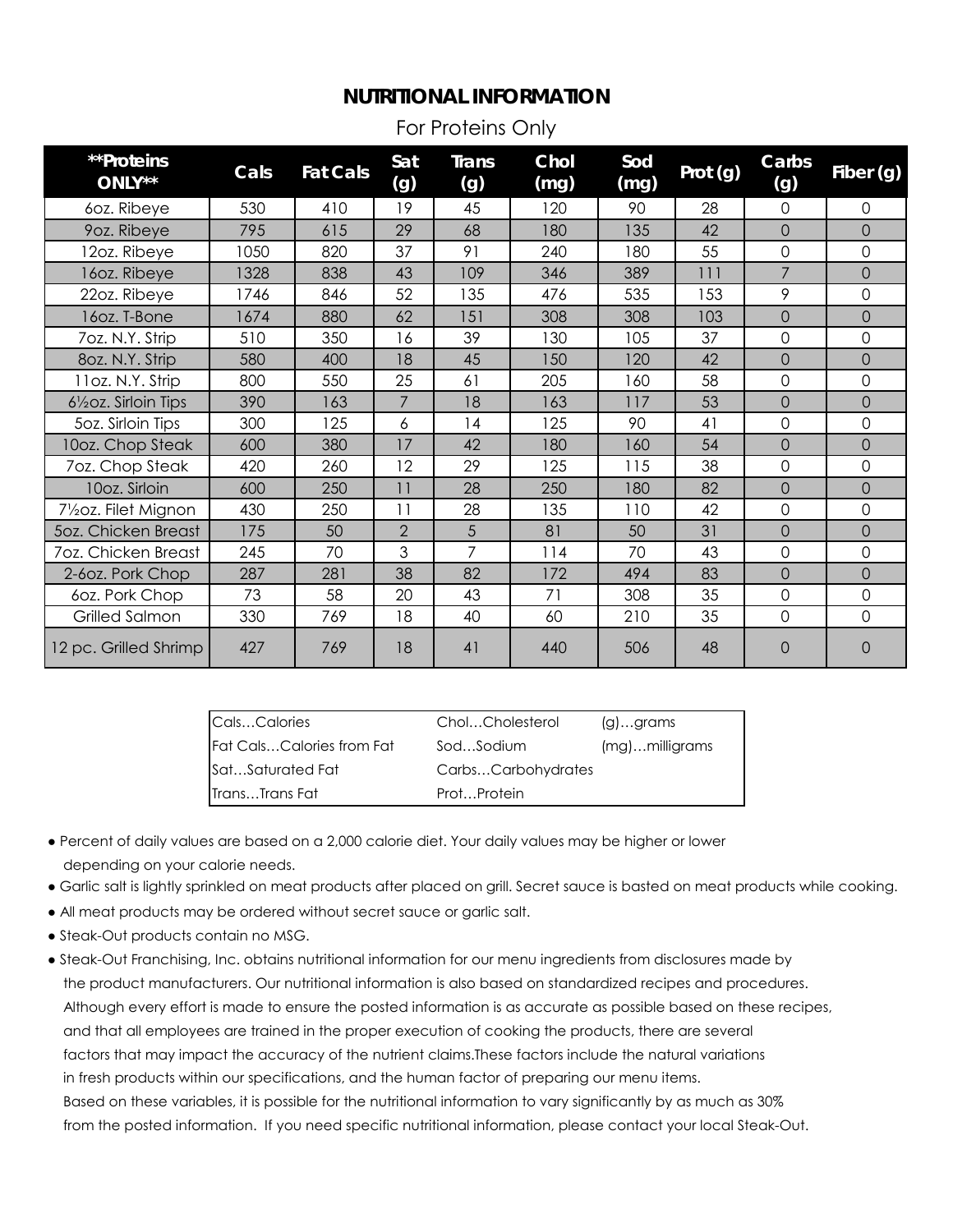# NUTRITIONAL INFORMATION

For Proteins Only

| **Proteins ONLY** | Cals | Fat Cals | Sat (g) | Trans (g) | Chol (mg) | Sod (mg) | Prot (g) | Carbs (g) | Fiber (g) |
|---|---|---|---|---|---|---|---|---|---|
| 6oz. Ribeye | 530 | 410 | 19 | 45 | 120 | 90 | 28 | 0 | 0 |
| 9oz. Ribeye | 795 | 615 | 29 | 68 | 180 | 135 | 42 | 0 | 0 |
| 12oz. Ribeye | 1050 | 820 | 37 | 91 | 240 | 180 | 55 | 0 | 0 |
| 16oz. Ribeye | 1328 | 838 | 43 | 109 | 346 | 389 | 111 | 7 | 0 |
| 22oz. Ribeye | 1746 | 846 | 52 | 135 | 476 | 535 | 153 | 9 | 0 |
| 16oz. T-Bone | 1674 | 880 | 62 | 151 | 308 | 308 | 103 | 0 | 0 |
| 7oz. N.Y. Strip | 510 | 350 | 16 | 39 | 130 | 105 | 37 | 0 | 0 |
| 8oz. N.Y. Strip | 580 | 400 | 18 | 45 | 150 | 120 | 42 | 0 | 0 |
| 11oz. N.Y. Strip | 800 | 550 | 25 | 61 | 205 | 160 | 58 | 0 | 0 |
| 6½oz. Sirloin Tips | 390 | 163 | 7 | 18 | 163 | 117 | 53 | 0 | 0 |
| 5oz. Sirloin Tips | 300 | 125 | 6 | 14 | 125 | 90 | 41 | 0 | 0 |
| 10oz. Chop Steak | 600 | 380 | 17 | 42 | 180 | 160 | 54 | 0 | 0 |
| 7oz. Chop Steak | 420 | 260 | 12 | 29 | 125 | 115 | 38 | 0 | 0 |
| 10oz. Sirloin | 600 | 250 | 11 | 28 | 250 | 180 | 82 | 0 | 0 |
| 7½oz. Filet Mignon | 430 | 250 | 11 | 28 | 135 | 110 | 42 | 0 | 0 |
| 5oz. Chicken Breast | 175 | 50 | 2 | 5 | 81 | 50 | 31 | 0 | 0 |
| 7oz. Chicken Breast | 245 | 70 | 3 | 7 | 114 | 70 | 43 | 0 | 0 |
| 2-6oz. Pork Chop | 287 | 281 | 38 | 82 | 172 | 494 | 83 | 0 | 0 |
| 6oz. Pork Chop | 73 | 58 | 20 | 43 | 71 | 308 | 35 | 0 | 0 |
| Grilled Salmon | 330 | 769 | 18 | 40 | 60 | 210 | 35 | 0 | 0 |
| 12 pc. Grilled Shrimp | 427 | 769 | 18 | 41 | 440 | 506 | 48 | 0 | 0 |

| | | |
|---|---|---|
| Cals…Calories | Chol…Cholesterol | (g)…grams |
| Fat Cals…Calories from Fat | Sod…Sodium | (mg)…milligrams |
| Sat…Saturated Fat | Carbs…Carbohydrates | |
| Trans…Trans Fat | Prot…Protein | |

- Percent of daily values are based on a 2,000 calorie diet. Your daily values may be higher or lower depending on your calorie needs.
- Garlic salt is lightly sprinkled on meat products after placed on grill. Secret sauce is basted on meat products while cooking.
- All meat products may be ordered without secret sauce or garlic salt.
- Steak-Out products contain no MSG.
- Steak-Out Franchising, Inc. obtains nutritional information for our menu ingredients from disclosures made by the product manufacturers. Our nutritional information is also based on standardized recipes and procedures. Although every effort is made to ensure the posted information is as accurate as possible based on these recipes, and that all employees are trained in the proper execution of cooking the products, there are several factors that may impact the accuracy of the nutrient claims.These factors include the natural variations in fresh products within our specifications, and the human factor of preparing our menu items. Based on these variables, it is possible for the nutritional information to vary significantly by as much as 30% from the posted information. If you need specific nutritional information, please contact your local Steak-Out.